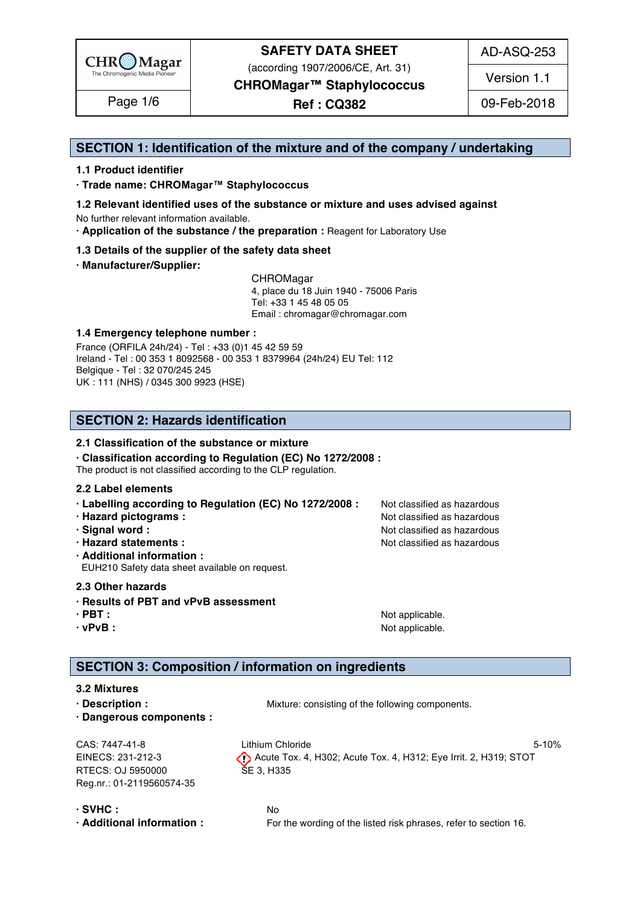## SECTION 1: Identification of the mixture and of the company / undertaking

### 1.1 Product identifier

**· Trade name: CHROMagar™ Staphylococcus**

### 1.2 Relevant identified uses of the substance or mixture and uses advised against

No further relevant information available.

**· Application of the substance / the preparation :** Reagent for Laboratory Use

### 1.3 Details of the supplier of the safety data sheet

**· Manufacturer/Supplier:**

CHROMagar
4, place du 18 Juin 1940 - 75006 Paris
Tel: +33 1 45 48 05 05
Email : chromagar@chromagar.com

### 1.4 Emergency telephone number :

France (ORFILA 24h/24) - Tel : +33 (0)1 45 42 59 59
Ireland - Tel : 00 353 1 8092568 - 00 353 1 8379964 (24h/24) EU Tel: 112
Belgique - Tel : 32 070/245 245
UK : 111 (NHS) / 0345 300 9923 (HSE)

## SECTION 2: Hazards identification

### 2.1 Classification of the substance or mixture

**· Classification according to Regulation (EC) No 1272/2008 :**
The product is not classified according to the CLP regulation.

### 2.2 Label elements

| | |
|---|---|
| **· Labelling according to Regulation (EC) No 1272/2008 :** | Not classified as hazardous |
| **· Hazard pictograms :** | Not classified as hazardous |
| **· Signal word :** | Not classified as hazardous |
| **· Hazard statements :** | Not classified as hazardous |

**· Additional information :**
EUH210 Safety data sheet available on request.

### 2.3 Other hazards

**· Results of PBT and vPvB assessment**

| | |
|---|---|
| **· PBT :** | Not applicable. |
| **· vPvB :** | Not applicable. |

## SECTION 3: Composition / information on ingredients

### 3.2 Mixtures

**· Description :** Mixture: consisting of the following components.

**· Dangerous components :**

| | | |
|---|---|---|
| CAS: 7447-41-8<br>EINECS: 231-212-3<br>RTECS: OJ 5950000<br>Reg.nr.: 01-2119560574-35 | Lithium Chloride<br>Acute Tox. 4, H302; Acute Tox. 4, H312; Eye Irrit. 2, H319; STOT SE 3, H335 | 5-10% |

**· SVHC :** No

**· Additional information :** For the wording of the listed risk phrases, refer to section 16.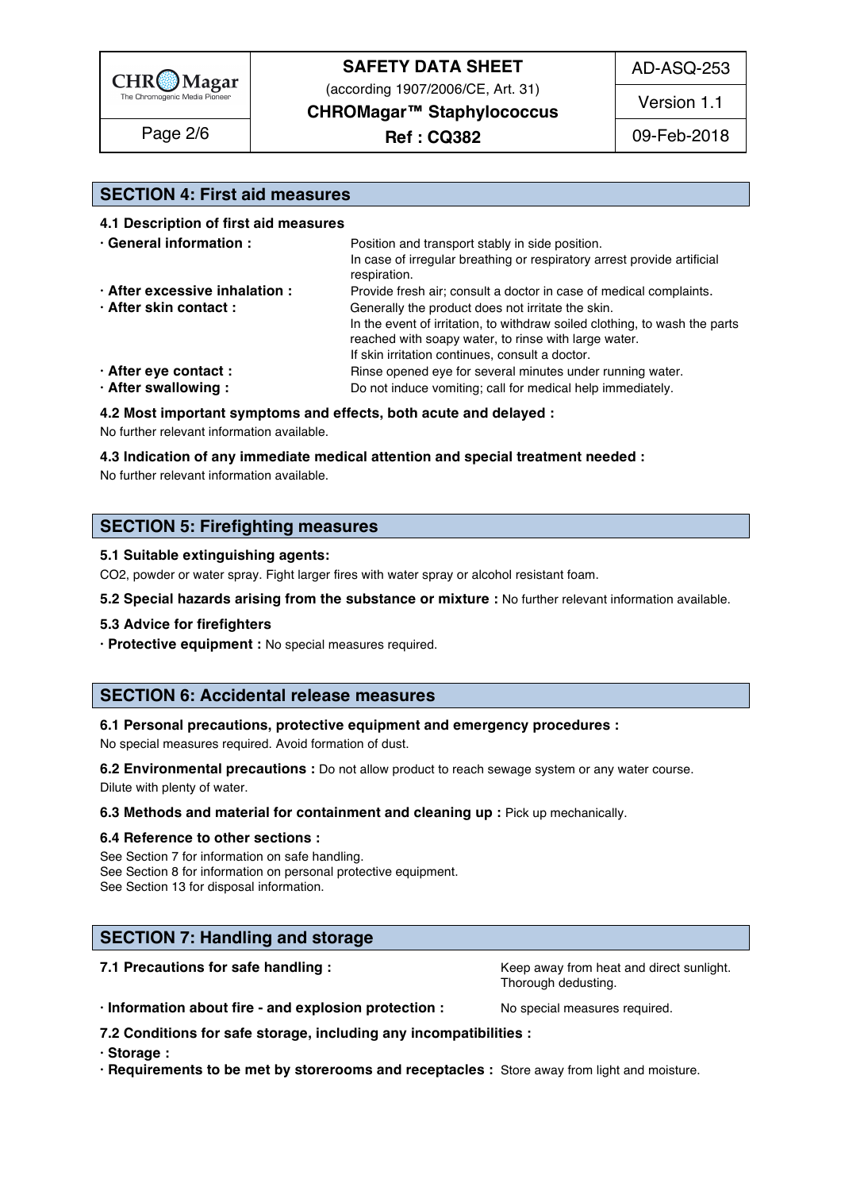## SECTION 4: First aid measures

### 4.1 Description of first aid measures

- **General information :** Position and transport stably in side position. In case of irregular breathing or respiratory arrest provide artificial respiration.
- **After excessive inhalation :** Provide fresh air; consult a doctor in case of medical complaints.
- **After skin contact :** Generally the product does not irritate the skin. In the event of irritation, to withdraw soiled clothing, to wash the parts reached with soapy water, to rinse with large water. If skin irritation continues, consult a doctor.
- **After eye contact :** Rinse opened eye for several minutes under running water.
- **After swallowing :** Do not induce vomiting; call for medical help immediately.

### 4.2 Most important symptoms and effects, both acute and delayed :

No further relevant information available.

### 4.3 Indication of any immediate medical attention and special treatment needed :

No further relevant information available.

## SECTION 5: Firefighting measures

### 5.1 Suitable extinguishing agents:

$CO_2$, powder or water spray. Fight larger fires with water spray or alcohol resistant foam.

**5.2 Special hazards arising from the substance or mixture :** No further relevant information available.

### 5.3 Advice for firefighters

- **Protective equipment :** No special measures required.

## SECTION 6: Accidental release measures

### 6.1 Personal precautions, protective equipment and emergency procedures :

No special measures required. Avoid formation of dust.

**6.2 Environmental precautions :** Do not allow product to reach sewage system or any water course. Dilute with plenty of water.

**6.3 Methods and material for containment and cleaning up :** Pick up mechanically.

### 6.4 Reference to other sections :

See Section 7 for information on safe handling.
See Section 8 for information on personal protective equipment.
See Section 13 for disposal information.

## SECTION 7: Handling and storage

**7.1 Precautions for safe handling :** Keep away from heat and direct sunlight. Thorough dedusting.

- **Information about fire - and explosion protection :** No special measures required.

### 7.2 Conditions for safe storage, including any incompatibilities :

- **Storage :**
- **Requirements to be met by storerooms and receptacles :** Store away from light and moisture.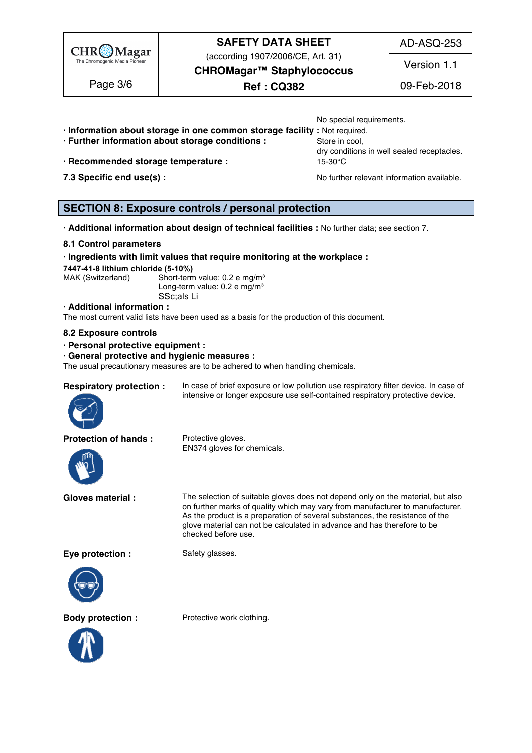No special requirements.

**· Information about storage in one common storage facility :** Not required.

**· Further information about storage conditions :** Store in cool, dry conditions in well sealed receptacles.

**· Recommended storage temperature :** 15-30°C

**7.3 Specific end use(s) :** No further relevant information available.

## SECTION 8: Exposure controls / personal protection

**· Additional information about design of technical facilities :** No further data; see section 7.

### 8.1 Control parameters

**· Ingredients with limit values that require monitoring at the workplace :**

**7447-41-8 lithium chloride (5-10%)**

MAK (Switzerland) Short-term value: 0.2 e mg/m³
Long-term value: 0.2 e mg/m³
SSc;als Li

**· Additional information :**

The most current valid lists have been used as a basis for the production of this document.

### 8.2 Exposure controls

**· Personal protective equipment :**

**· General protective and hygienic measures :**

The usual precautionary measures are to be adhered to when handling chemicals.

**Respiratory protection :** In case of brief exposure or low pollution use respiratory filter device. In case of intensive or longer exposure use self-contained respiratory protective device.

**Protection of hands :** Protective gloves.
EN374 gloves for chemicals.

**Gloves material :** The selection of suitable gloves does not depend only on the material, but also on further marks of quality which may vary from manufacturer to manufacturer. As the product is a preparation of several substances, the resistance of the glove material can not be calculated in advance and has therefore to be checked before use.

**Eye protection :** Safety glasses.

**Body protection :** Protective work clothing.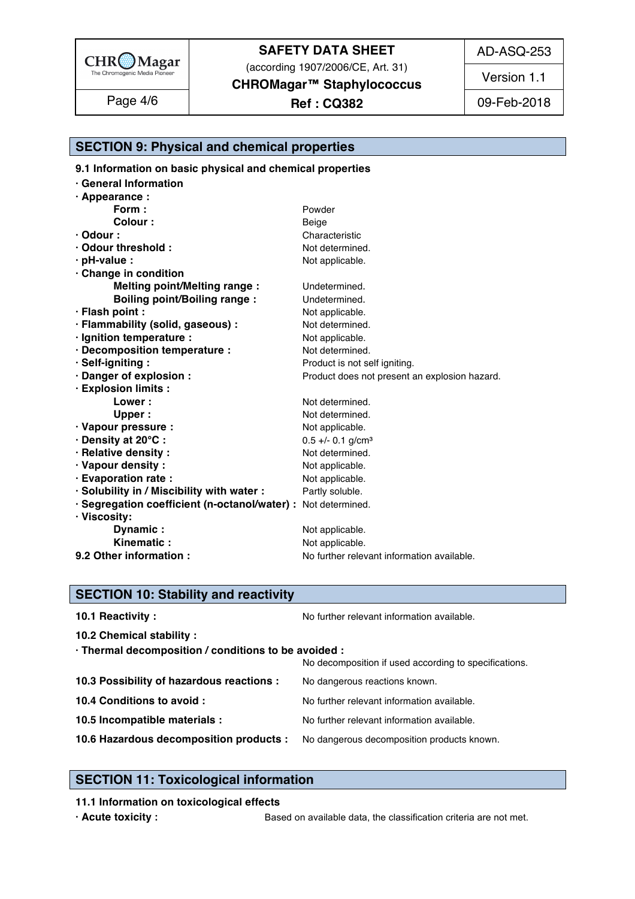## SECTION 9: Physical and chemical properties

**9.1 Information on basic physical and chemical properties**

**· General Information**

| | |
|---|---|
| **· Appearance :** | |
| **Form :** | Powder |
| **Colour :** | Beige |
| **· Odour :** | Characteristic |
| **· Odour threshold :** | Not determined. |
| **· pH-value :** | Not applicable. |
| **· Change in condition** | |
| **Melting point/Melting range :** | Undetermined. |
| **Boiling point/Boiling range :** | Undetermined. |
| **· Flash point :** | Not applicable. |
| **· Flammability (solid, gaseous) :** | Not determined. |
| **· Ignition temperature :** | Not applicable. |
| **· Decomposition temperature :** | Not determined. |
| **· Self-igniting :** | Product is not self igniting. |
| **· Danger of explosion :** | Product does not present an explosion hazard. |
| **· Explosion limits :** | |
| **Lower :** | Not determined. |
| **Upper :** | Not determined. |
| **· Vapour pressure :** | Not applicable. |
| **· Density at 20°C :** | 0.5 +/- 0.1 g/cm³ |
| **· Relative density :** | Not determined. |
| **· Vapour density :** | Not applicable. |
| **· Evaporation rate :** | Not applicable. |
| **· Solubility in / Miscibility with water :** | Partly soluble. |
| **· Segregation coefficient (n-octanol/water) :** | Not determined. |
| **· Viscosity:** | |
| **Dynamic :** | Not applicable. |
| **Kinematic :** | Not applicable. |
| **9.2 Other information :** | No further relevant information available. |

## SECTION 10: Stability and reactivity

**10.1 Reactivity :** No further relevant information available.

**10.2 Chemical stability :**

**· Thermal decomposition / conditions to be avoided :**
No decomposition if used according to specifications.

**10.3 Possibility of hazardous reactions :** No dangerous reactions known.

**10.4 Conditions to avoid :** No further relevant information available.

**10.5 Incompatible materials :** No further relevant information available.

**10.6 Hazardous decomposition products :** No dangerous decomposition products known.

## SECTION 11: Toxicological information

**11.1 Information on toxicological effects**

**· Acute toxicity :** Based on available data, the classification criteria are not met.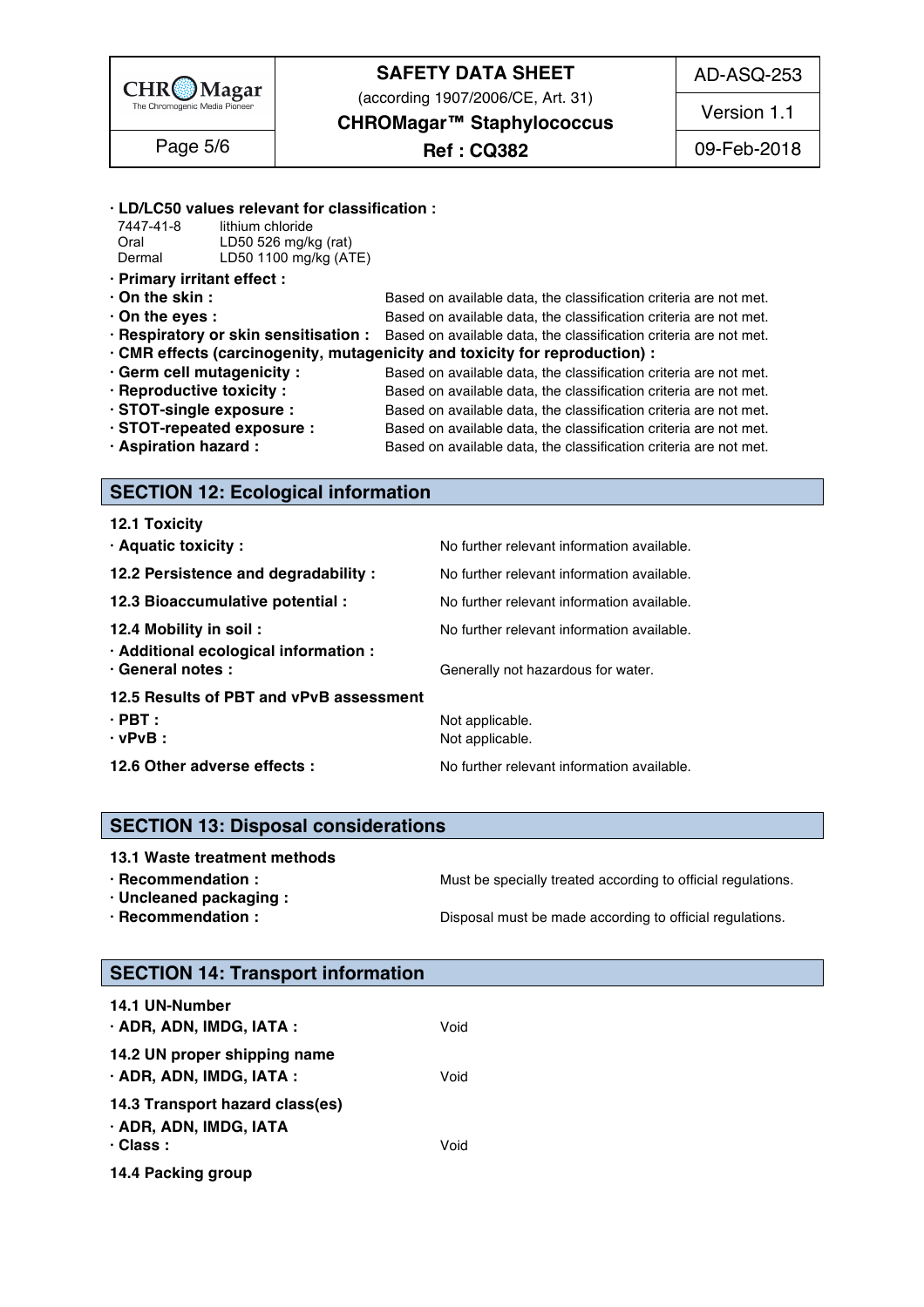**· LD/LC50 values relevant for classification :**

| | |
|---|---|
| 7447-41-8 | lithium chloride |
| Oral | LD50 526 mg/kg (rat) |
| Dermal | LD50 1100 mg/kg (ATE) |

**· Primary irritant effect :**

**· On the skin :** Based on available data, the classification criteria are not met.

**· On the eyes :** Based on available data, the classification criteria are not met.

**· Respiratory or skin sensitisation :** Based on available data, the classification criteria are not met.

**· CMR effects (carcinogenity, mutagenicity and toxicity for reproduction) :**

**· Germ cell mutagenicity :** Based on available data, the classification criteria are not met.

**· Reproductive toxicity :** Based on available data, the classification criteria are not met.

**· STOT-single exposure :** Based on available data, the classification criteria are not met.

**· STOT-repeated exposure :** Based on available data, the classification criteria are not met.

**· Aspiration hazard :** Based on available data, the classification criteria are not met.

## SECTION 12: Ecological information

**12.1 Toxicity**

**· Aquatic toxicity :** No further relevant information available.

**12.2 Persistence and degradability :** No further relevant information available.

**12.3 Bioaccumulative potential :** No further relevant information available.

**12.4 Mobility in soil :** No further relevant information available.

**· Additional ecological information :**

**· General notes :** Generally not hazardous for water.

**12.5 Results of PBT and vPvB assessment**

**· PBT :** Not applicable.

**· vPvB :** Not applicable.

**12.6 Other adverse effects :** No further relevant information available.

## SECTION 13: Disposal considerations

**13.1 Waste treatment methods**

**· Recommendation :** Must be specially treated according to official regulations.

**· Uncleaned packaging :**

**· Recommendation :** Disposal must be made according to official regulations.

## SECTION 14: Transport information

**14.1 UN-Number**

**· ADR, ADN, IMDG, IATA :** Void

**14.2 UN proper shipping name**

**· ADR, ADN, IMDG, IATA :** Void

**14.3 Transport hazard class(es)**

**· ADR, ADN, IMDG, IATA**

**· Class :** Void

**14.4 Packing group**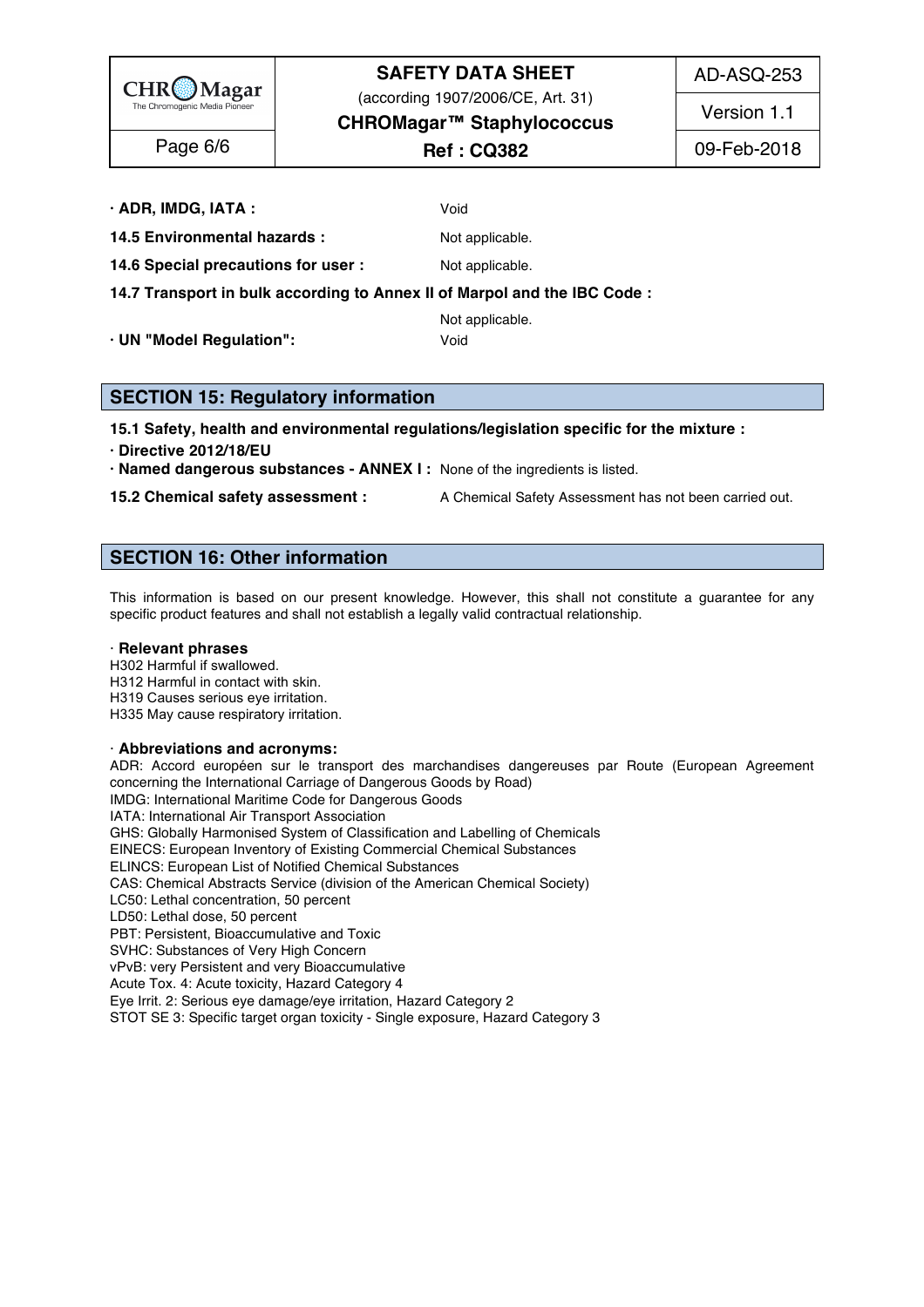**· ADR, IMDG, IATA :** Void

**14.5 Environmental hazards :** Not applicable.

**14.6 Special precautions for user :** Not applicable.

**14.7 Transport in bulk according to Annex II of Marpol and the IBC Code :**

Not applicable.

**· UN "Model Regulation":** Void

## SECTION 15: Regulatory information

**15.1 Safety, health and environmental regulations/legislation specific for the mixture :**

**· Directive 2012/18/EU**

**· Named dangerous substances - ANNEX I :** None of the ingredients is listed.

**15.2 Chemical safety assessment :** A Chemical Safety Assessment has not been carried out.

## SECTION 16: Other information

This information is based on our present knowledge. However, this shall not constitute a guarantee for any specific product features and shall not establish a legally valid contractual relationship.

· **Relevant phrases**

H302 Harmful if swallowed.
H312 Harmful in contact with skin.
H319 Causes serious eye irritation.
H335 May cause respiratory irritation.

· **Abbreviations and acronyms:**

ADR: Accord européen sur le transport des marchandises dangereuses par Route (European Agreement concerning the International Carriage of Dangerous Goods by Road)
IMDG: International Maritime Code for Dangerous Goods
IATA: International Air Transport Association
GHS: Globally Harmonised System of Classification and Labelling of Chemicals
EINECS: European Inventory of Existing Commercial Chemical Substances
ELINCS: European List of Notified Chemical Substances
CAS: Chemical Abstracts Service (division of the American Chemical Society)
LC50: Lethal concentration, 50 percent
LD50: Lethal dose, 50 percent
PBT: Persistent, Bioaccumulative and Toxic
SVHC: Substances of Very High Concern
vPvB: very Persistent and very Bioaccumulative
Acute Tox. 4: Acute toxicity, Hazard Category 4
Eye Irrit. 2: Serious eye damage/eye irritation, Hazard Category 2
STOT SE 3: Specific target organ toxicity - Single exposure, Hazard Category 3